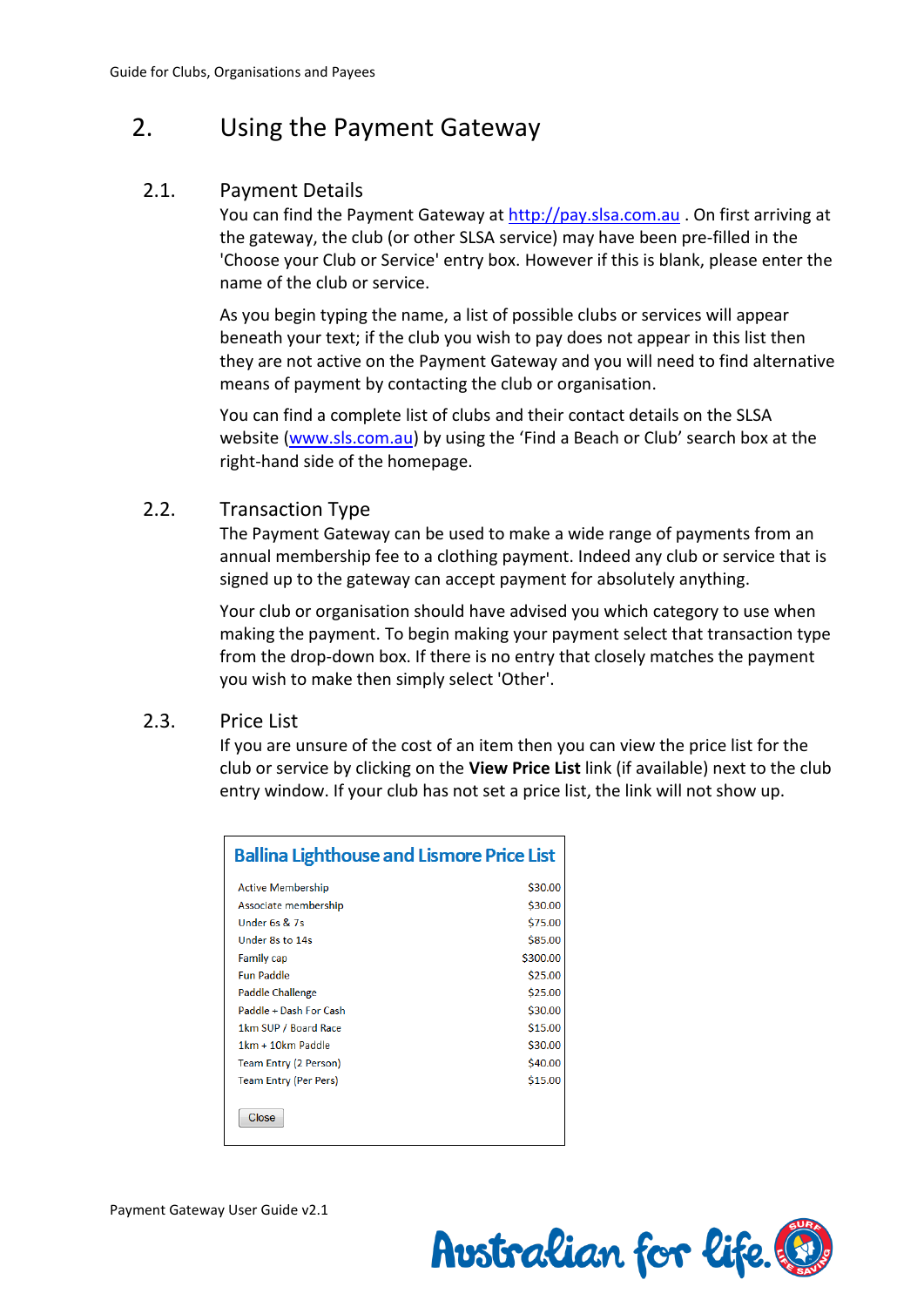# 2. Using the Payment Gateway

## 2.1. Payment Details

You can find the Payment Gateway at http://pay.slsa.com.au . On first arriving at the gateway, the club (or other SLSA service) may have been pre-filled in the 'Choose your Club or Service' entry box. However if this is blank, please enter the name of the club or service.

As you begin typing the name, a list of possible clubs or services will appear beneath your text; if the club you wish to pay does not appear in this list then they are not active on the Payment Gateway and you will need to find alternative means of payment by contacting the club or organisation.

You can find a complete list of clubs and their contact details on the SLSA website (www.sls.com.au) by using the 'Find a Beach or Club' search box at the right-hand side of the homepage.

## 2.2. Transaction Type

The Payment Gateway can be used to make a wide range of payments from an annual membership fee to a clothing payment. Indeed any club or service that is signed up to the gateway can accept payment for absolutely anything.

Your club or organisation should have advised you which category to use when making the payment. To begin making your payment select that transaction type from the drop-down box. If there is no entry that closely matches the payment you wish to make then simply select 'Other'.

## 2.3. Price List

If you are unsure of the cost of an item then you can view the price list for the club or service by clicking on the **View Price List** link (if available) next to the club entry window. If your club has not set a price list, the link will not show up.

**Ballina Lighthouse and Lismore Price List**

| | |
|---|---|
| Active Membership | $30.00 |
| Associate membership | $30.00 |
| Under 6s & 7s | $75.00 |
| Under 8s to 14s | $85.00 |
| Family cap | $300.00 |
| Fun Paddle | $25.00 |
| Paddle Challenge | $25.00 |
| Paddle + Dash For Cash | $30.00 |
| 1km SUP / Board Race | $15.00 |
| 1km + 10km Paddle | $30.00 |
| Team Entry (2 Person) | $40.00 |
| Team Entry (Per Pers) | $15.00 |

Close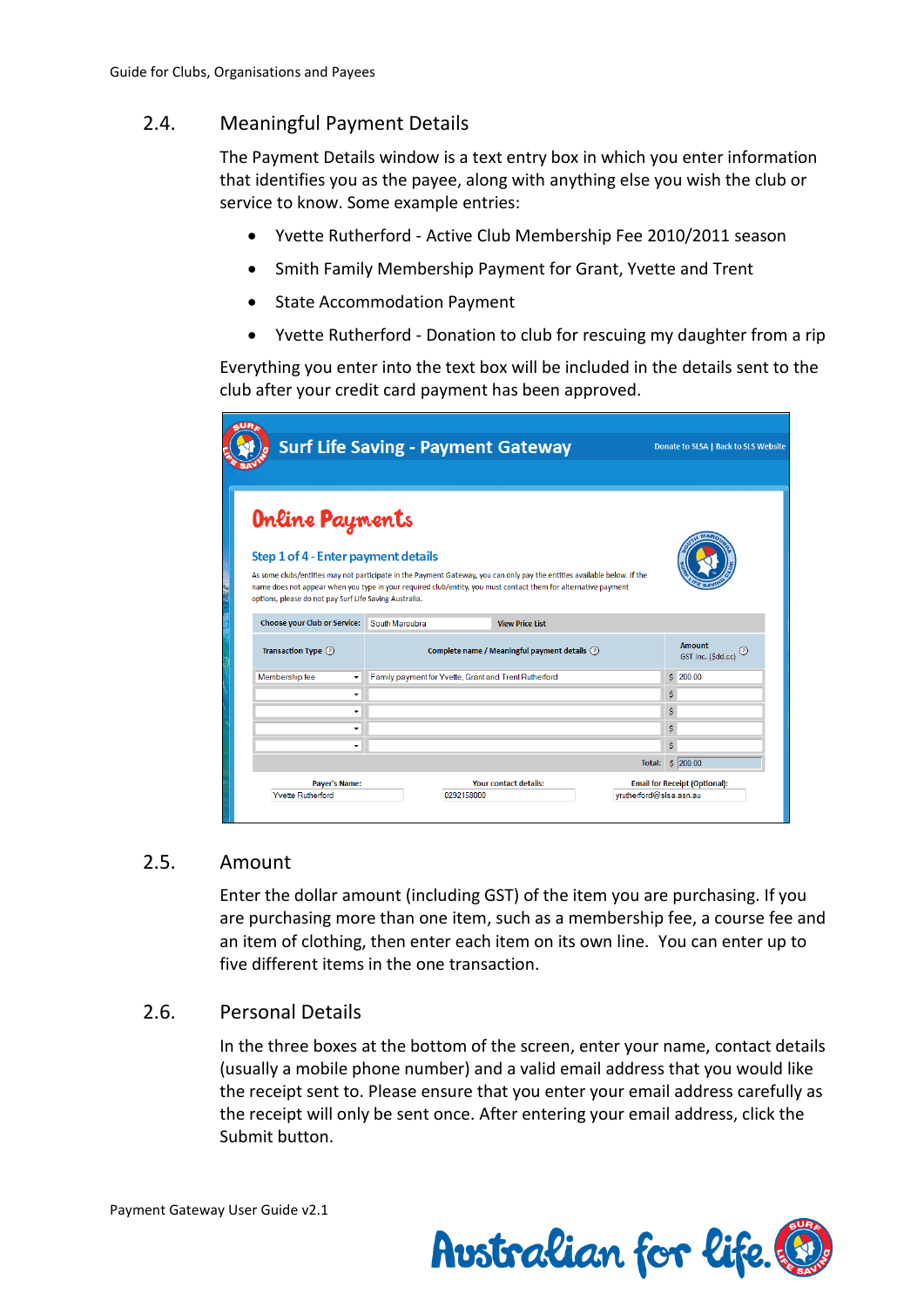## 2.4. Meaningful Payment Details

The Payment Details window is a text entry box in which you enter information that identifies you as the payee, along with anything else you wish the club or service to know. Some example entries:

- Yvette Rutherford - Active Club Membership Fee 2010/2011 season
- Smith Family Membership Payment for Grant, Yvette and Trent
- State Accommodation Payment
- Yvette Rutherford - Donation to club for rescuing my daughter from a rip

Everything you enter into the text box will be included in the details sent to the club after your credit card payment has been approved.

## 2.5. Amount

Enter the dollar amount (including GST) of the item you are purchasing. If you are purchasing more than one item, such as a membership fee, a course fee and an item of clothing, then enter each item on its own line. You can enter up to five different items in the one transaction.

## 2.6. Personal Details

In the three boxes at the bottom of the screen, enter your name, contact details (usually a mobile phone number) and a valid email address that you would like the receipt sent to. Please ensure that you enter your email address carefully as the receipt will only be sent once. After entering your email address, click the Submit button.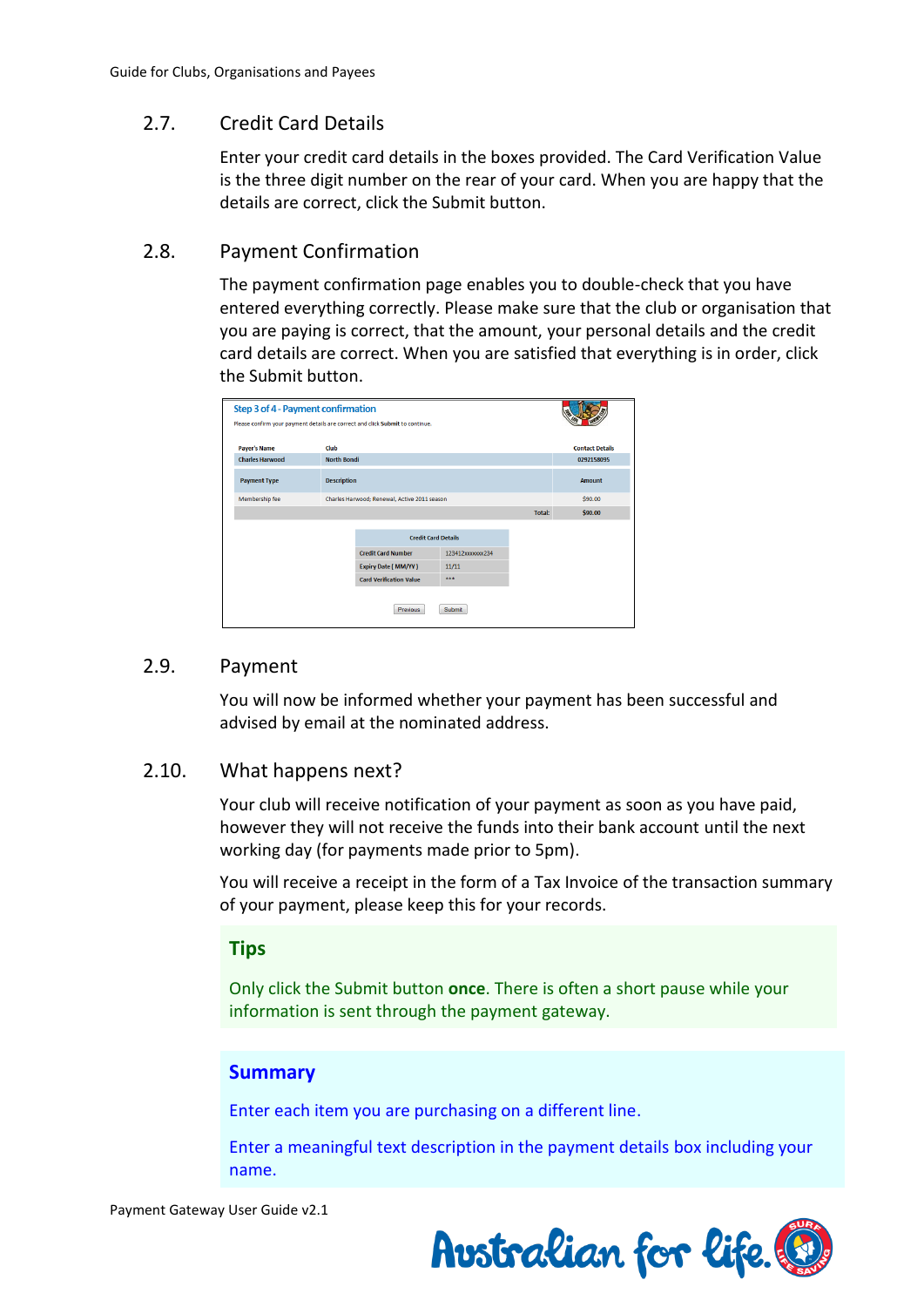## 2.7. Credit Card Details

Enter your credit card details in the boxes provided. The Card Verification Value is the three digit number on the rear of your card. When you are happy that the details are correct, click the Submit button.

## 2.8. Payment Confirmation

The payment confirmation page enables you to double-check that you have entered everything correctly. Please make sure that the club or organisation that you are paying is correct, that the amount, your personal details and the credit card details are correct. When you are satisfied that everything is in order, click the Submit button.

## 2.9. Payment

You will now be informed whether your payment has been successful and advised by email at the nominated address.

## 2.10. What happens next?

Your club will receive notification of your payment as soon as you have paid, however they will not receive the funds into their bank account until the next working day (for payments made prior to 5pm).

You will receive a receipt in the form of a Tax Invoice of the transaction summary of your payment, please keep this for your records.

### Tips

Only click the Submit button **once**. There is often a short pause while your information is sent through the payment gateway.

### Summary

Enter each item you are purchasing on a different line.

Enter a meaningful text description in the payment details box including your name.